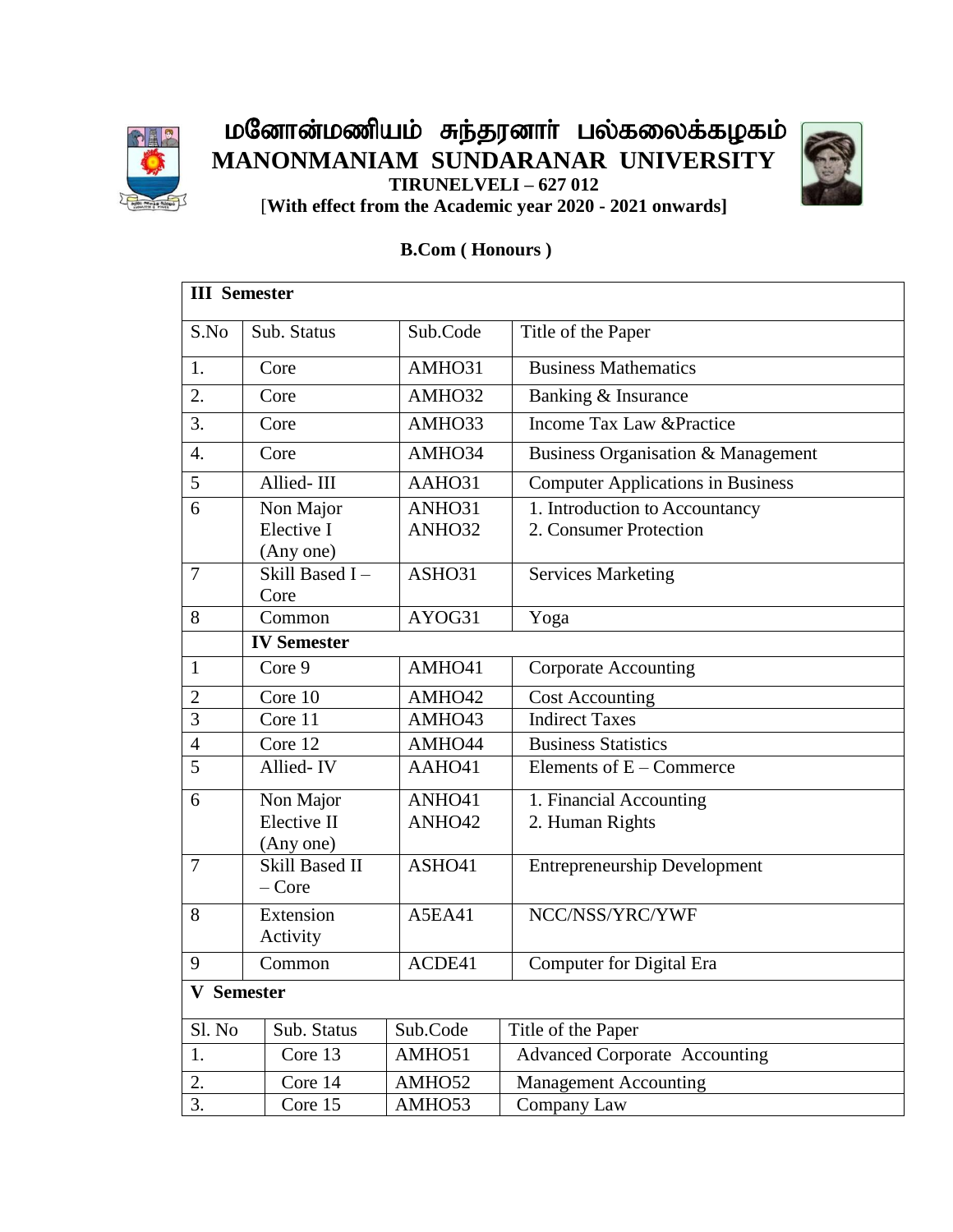# மனோன்மணியம் சுந்தரனார் பல்கலைக்கழகம்
# MANONMANIAM SUNDARANAR UNIVERSITY

**TIRUNELVELI – 627 012**

[**With effect from the Academic year 2020 - 2021 onwards]**

## B.Com ( Honours )

| **III Semester** | | | |
|---|---|---|---|
| S.No | Sub. Status | Sub.Code | Title of the Paper |
| 1. | Core | AMHO31 | Business Mathematics |
| 2. | Core | AMHO32 | Banking & Insurance |
| 3. | Core | AMHO33 | Income Tax Law &Practice |
| 4. | Core | AMHO34 | Business Organisation & Management |
| 5 | Allied- III | AAHO31 | Computer Applications in Business |
| 6 | Non Major Elective I (Any one) | ANHO31<br>ANHO32 | 1. Introduction to Accountancy<br>2. Consumer Protection |
| 7 | Skill Based I – Core | ASHO31 | Services Marketing |
| 8 | Common | AYOG31 | Yoga |
| | **IV Semester** | | |
| 1 | Core 9 | AMHO41 | Corporate Accounting |
| 2 | Core 10 | AMHO42 | Cost Accounting |
| 3 | Core 11 | AMHO43 | Indirect Taxes |
| 4 | Core 12 | AMHO44 | Business Statistics |
| 5 | Allied- IV | AAHO41 | Elements of E – Commerce |
| 6 | Non Major Elective II (Any one) | ANHO41<br>ANHO42 | 1. Financial Accounting<br>2. Human Rights |
| 7 | Skill Based II – Core | ASHO41 | Entrepreneurship Development |
| 8 | Extension Activity | A5EA41 | NCC/NSS/YRC/YWF |
| 9 | Common | ACDE41 | Computer for Digital Era |

| **V Semester** | | | |
|---|---|---|---|
| Sl. No | Sub. Status | Sub.Code | Title of the Paper |
| 1. | Core 13 | AMHO51 | Advanced Corporate Accounting |
| 2. | Core 14 | AMHO52 | Management Accounting |
| 3. | Core 15 | AMHO53 | Company Law |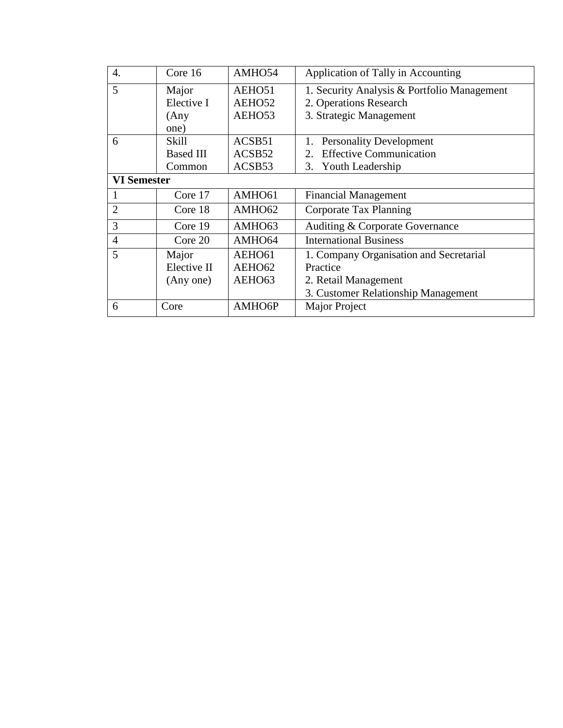| 4. | Core 16 | AMHO54 | Application of Tally in Accounting |
|---|---|---|---|
| 5 | Major Elective I (Any one) | AEHO51<br>AEHO52<br>AEHO53 | 1. Security Analysis & Portfolio Management<br>2. Operations Research<br>3. Strategic Management |
| 6 | Skill Based III Common | ACSB51<br>ACSB52<br>ACSB53 | 1. Personality Development<br>2. Effective Communication<br>3. Youth Leadership |
| **VI Semester** | | | |
| 1 | Core 17 | AMHO61 | Financial Management |
| 2 | Core 18 | AMHO62 | Corporate Tax Planning |
| 3 | Core 19 | AMHO63 | Auditing & Corporate Governance |
| 4 | Core 20 | AMHO64 | International Business |
| 5 | Major Elective II (Any one) | AEHO61<br>AEHO62<br>AEHO63 | 1. Company Organisation and Secretarial Practice<br>2. Retail Management<br>3. Customer Relationship Management |
| 6 | Core | AMHO6P | Major Project |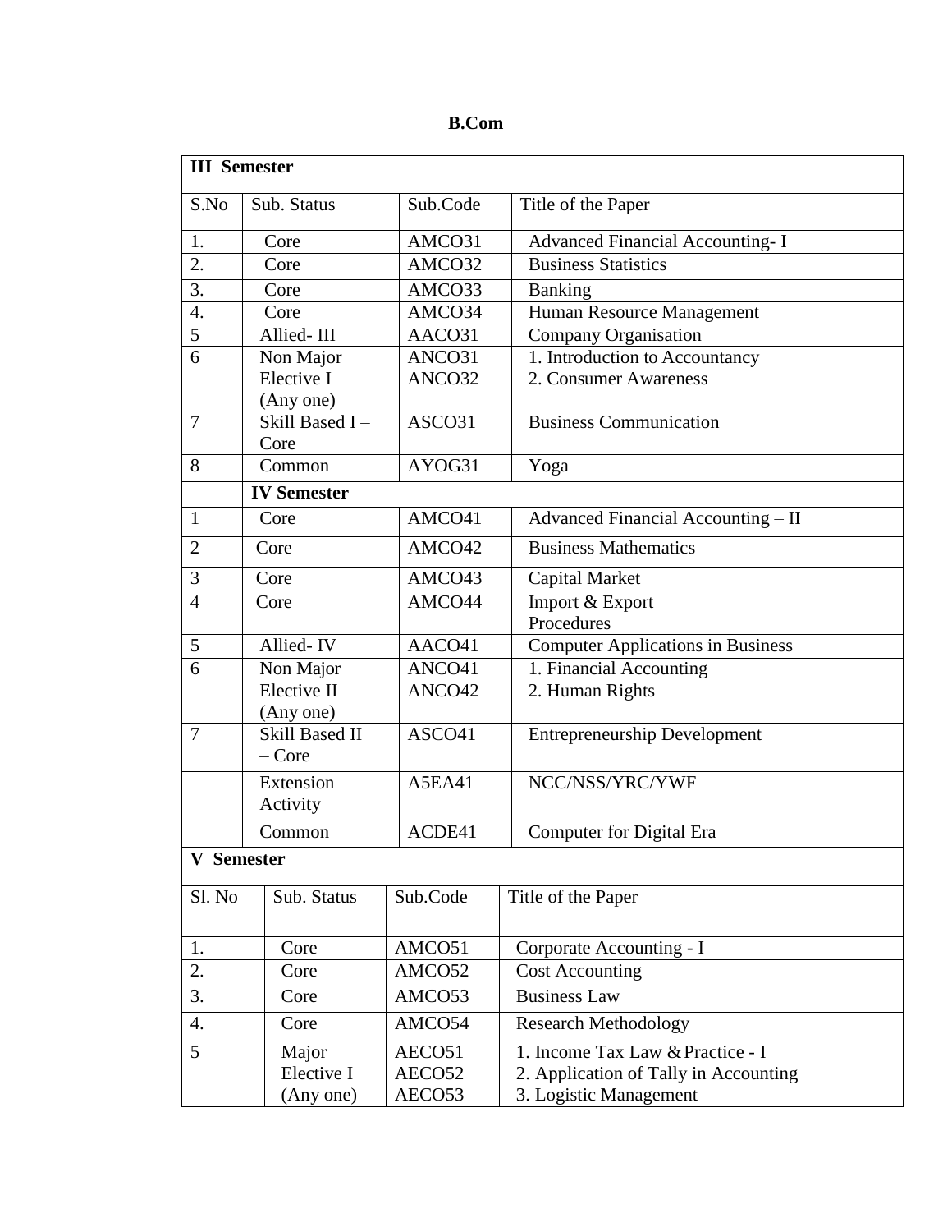**B.Com**

| III Semester | | | |
|---|---|---|---|
| S.No | Sub. Status | Sub.Code | Title of the Paper |
| 1. | Core | AMCO31 | Advanced Financial Accounting- I |
| 2. | Core | AMCO32 | Business Statistics |
| 3. | Core | AMCO33 | Banking |
| 4. | Core | AMCO34 | Human Resource Management |
| 5 | Allied- III | AACO31 | Company Organisation |
| 6 | Non Major Elective I (Any one) | ANCO31<br>ANCO32 | 1. Introduction to Accountancy<br>2. Consumer Awareness |
| 7 | Skill Based I – Core | ASCO31 | Business Communication |
| 8 | Common | AYOG31 | Yoga |
| | **IV Semester** | | |
| 1 | Core | AMCO41 | Advanced Financial Accounting – II |
| 2 | Core | AMCO42 | Business Mathematics |
| 3 | Core | AMCO43 | Capital Market |
| 4 | Core | AMCO44 | Import & Export Procedures |
| 5 | Allied- IV | AACO41 | Computer Applications in Business |
| 6 | Non Major Elective II (Any one) | ANCO41<br>ANCO42 | 1. Financial Accounting<br>2. Human Rights |
| 7 | Skill Based II – Core | ASCO41 | Entrepreneurship Development |
| | Extension Activity | A5EA41 | NCC/NSS/YRC/YWF |
| | Common | ACDE41 | Computer for Digital Era |

| V Semester | | | |
|---|---|---|---|
| Sl. No | Sub. Status | Sub.Code | Title of the Paper |
| 1. | Core | AMCO51 | Corporate Accounting - I |
| 2. | Core | AMCO52 | Cost Accounting |
| 3. | Core | AMCO53 | Business Law |
| 4. | Core | AMCO54 | Research Methodology |
| 5 | Major Elective I (Any one) | AECO51<br>AECO52<br>AECO53 | 1. Income Tax Law & Practice - I<br>2. Application of Tally in Accounting<br>3. Logistic Management |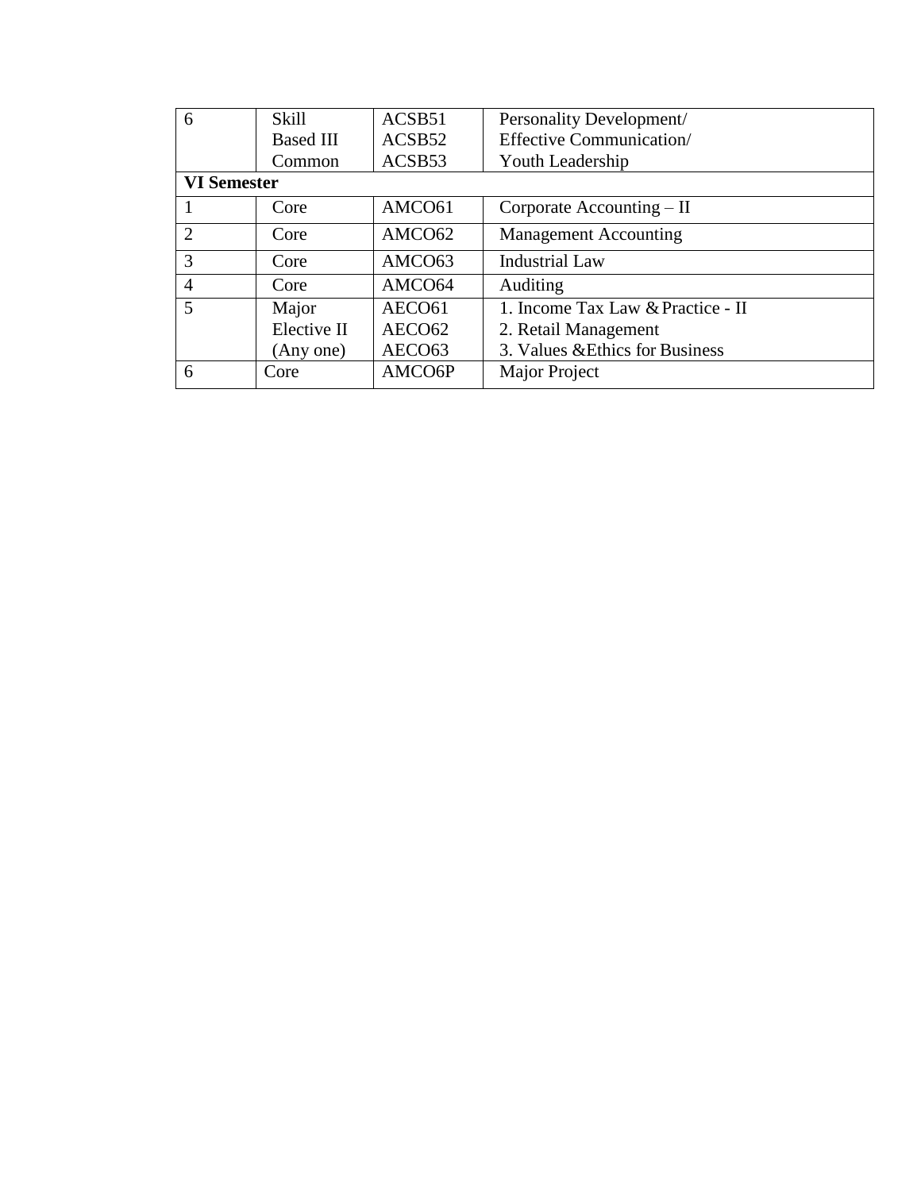| 6 | Skill Based III Common | ACSB51<br>ACSB52<br>ACSB53 | Personality Development/<br>Effective Communication/<br>Youth Leadership |
|---|---|---|---|
| **VI Semester** | | | |
| 1 | Core | AMCO61 | Corporate Accounting – II |
| 2 | Core | AMCO62 | Management Accounting |
| 3 | Core | AMCO63 | Industrial Law |
| 4 | Core | AMCO64 | Auditing |
| 5 | Major Elective II (Any one) | AECO61<br>AECO62<br>AECO63 | 1. Income Tax Law & Practice - II<br>2. Retail Management<br>3. Values &Ethics for Business |
| 6 | Core | AMCO6P | Major Project |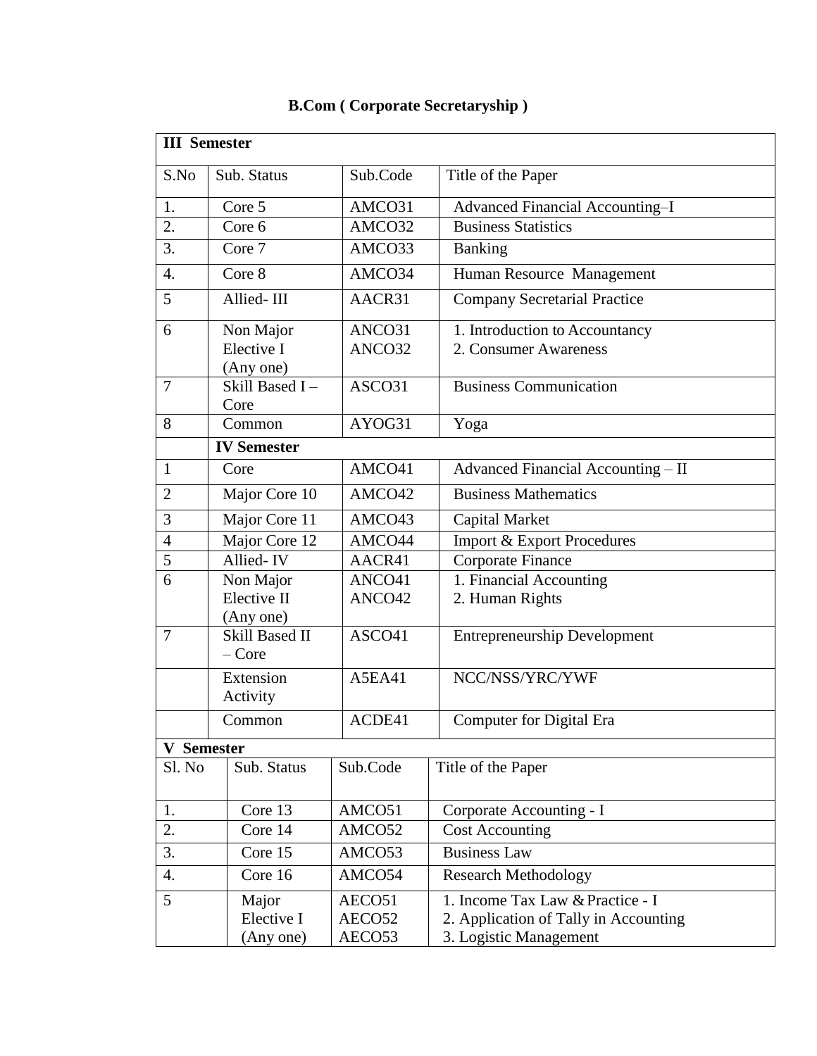**B.Com ( Corporate Secretaryship )**

| **III Semester** | | | |
|---|---|---|---|
| S.No | Sub. Status | Sub.Code | Title of the Paper |
| 1. | Core 5 | AMCO31 | Advanced Financial Accounting–I |
| 2. | Core 6 | AMCO32 | Business Statistics |
| 3. | Core 7 | AMCO33 | Banking |
| 4. | Core 8 | AMCO34 | Human Resource Management |
| 5 | Allied- III | AACR31 | Company Secretarial Practice |
| 6 | Non Major Elective I (Any one) | ANCO31<br>ANCO32 | 1. Introduction to Accountancy<br>2. Consumer Awareness |
| 7 | Skill Based I – Core | ASCO31 | Business Communication |
| 8 | Common | AYOG31 | Yoga |
| | **IV Semester** | | |
| 1 | Core | AMCO41 | Advanced Financial Accounting – II |
| 2 | Major Core 10 | AMCO42 | Business Mathematics |
| 3 | Major Core 11 | AMCO43 | Capital Market |
| 4 | Major Core 12 | AMCO44 | Import & Export Procedures |
| 5 | Allied- IV | AACR41 | Corporate Finance |
| 6 | Non Major Elective II (Any one) | ANCO41<br>ANCO42 | 1. Financial Accounting<br>2. Human Rights |
| 7 | Skill Based II – Core | ASCO41 | Entrepreneurship Development |
| | Extension Activity | A5EA41 | NCC/NSS/YRC/YWF |
| | Common | ACDE41 | Computer for Digital Era |

| **V Semester** | | | |
|---|---|---|---|
| Sl. No | Sub. Status | Sub.Code | Title of the Paper |
| 1. | Core 13 | AMCO51 | Corporate Accounting - I |
| 2. | Core 14 | AMCO52 | Cost Accounting |
| 3. | Core 15 | AMCO53 | Business Law |
| 4. | Core 16 | AMCO54 | Research Methodology |
| 5 | Major Elective I (Any one) | AECO51<br>AECO52<br>AECO53 | 1. Income Tax Law & Practice - I<br>2. Application of Tally in Accounting<br>3. Logistic Management |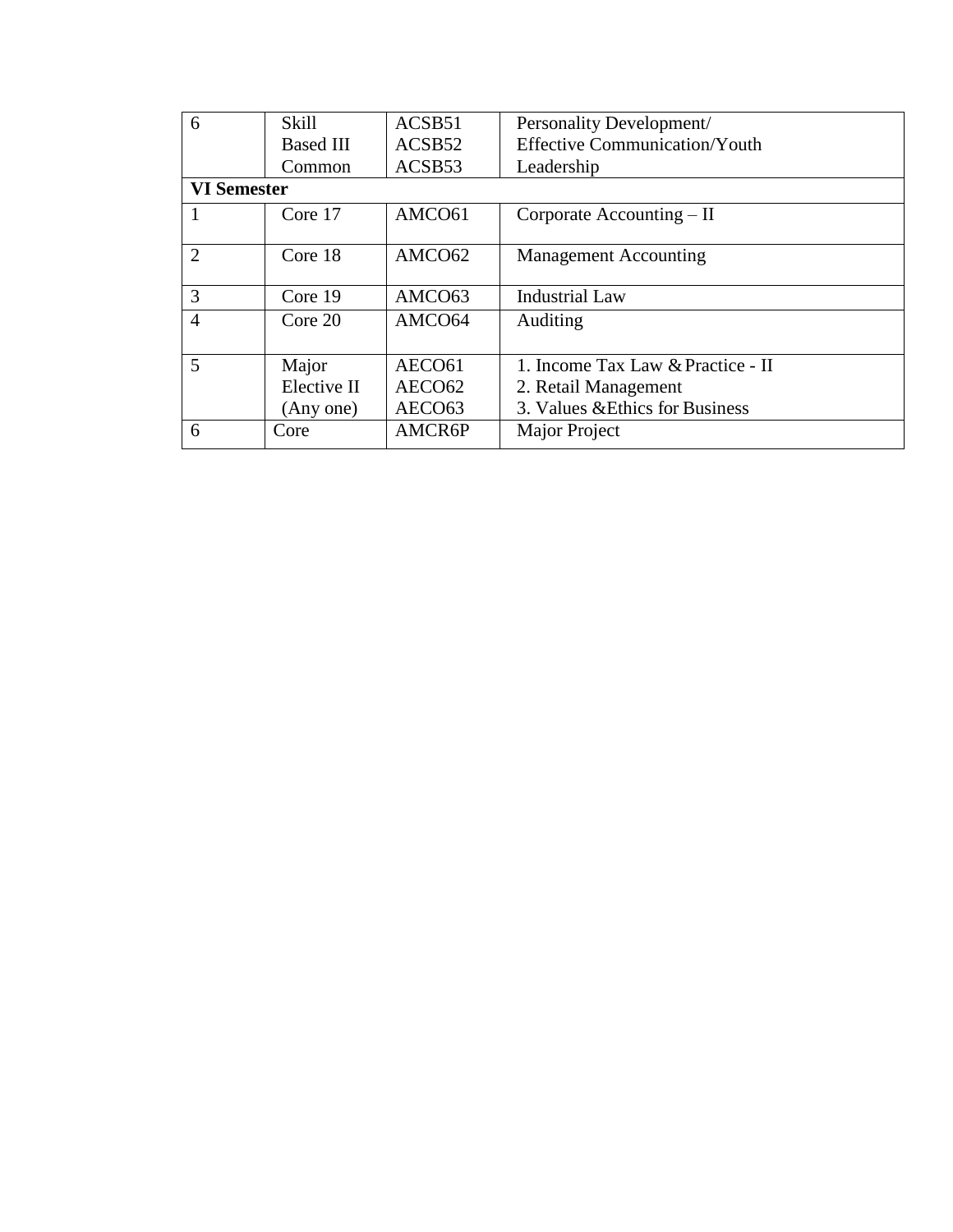| 6 | Skill Based III Common | ACSB51 ACSB52 ACSB53 | Personality Development/ Effective Communication/Youth Leadership |
|---|---|---|---|
| **VI Semester** | | | |
| 1 | Core 17 | AMCO61 | Corporate Accounting – II |
| 2 | Core 18 | AMCO62 | Management Accounting |
| 3 | Core 19 | AMCO63 | Industrial Law |
| 4 | Core 20 | AMCO64 | Auditing |
| 5 | Major Elective II (Any one) | AECO61 AECO62 AECO63 | 1. Income Tax Law & Practice - II 2. Retail Management 3. Values &Ethics for Business |
| 6 | Core | AMCR6P | Major Project |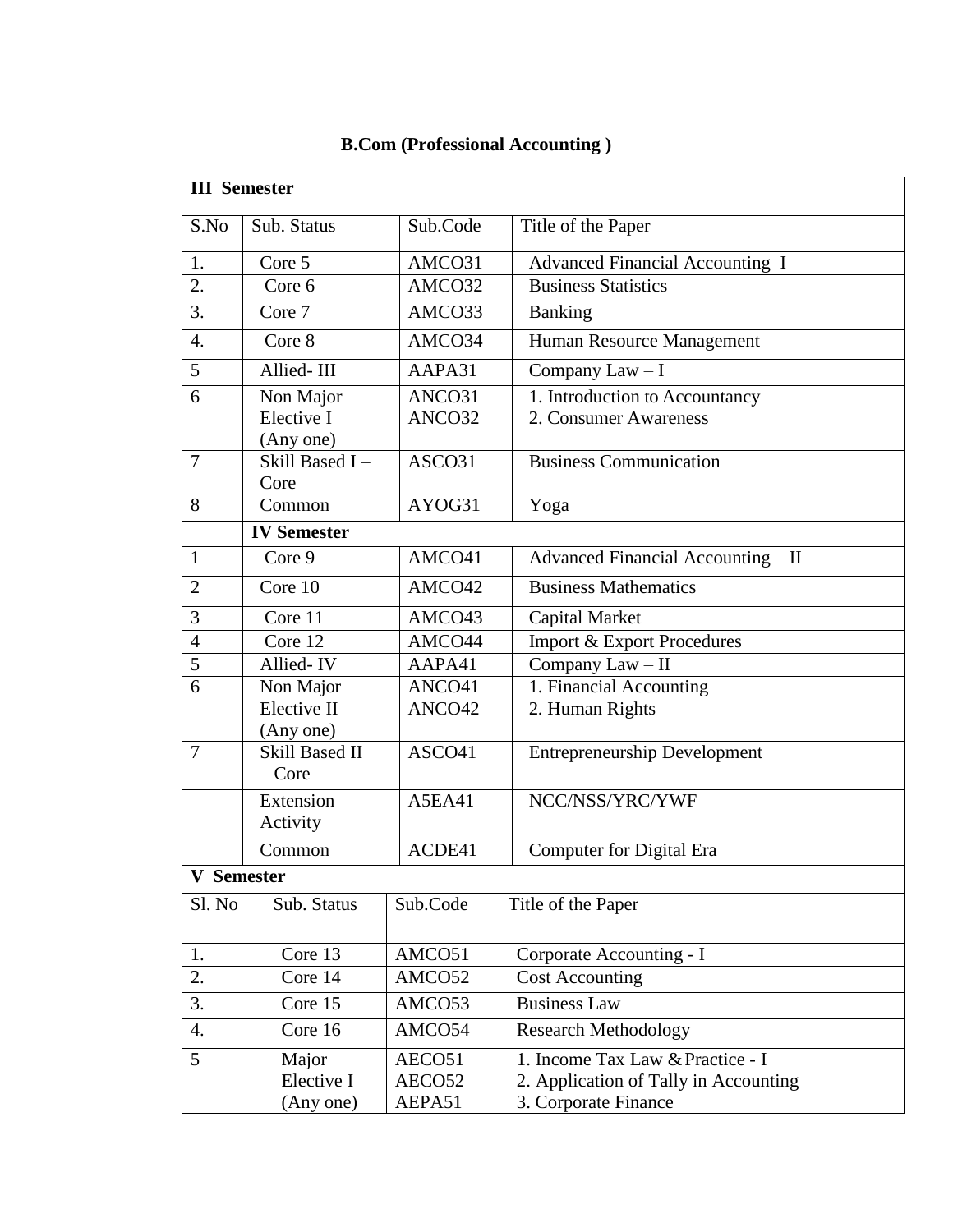**B.Com (Professional Accounting )**

| **III Semester** | | | |
|---|---|---|---|
| S.No | Sub. Status | Sub.Code | Title of the Paper |
| 1. | Core 5 | AMCO31 | Advanced Financial Accounting–I |
| 2. | Core 6 | AMCO32 | Business Statistics |
| 3. | Core 7 | AMCO33 | Banking |
| 4. | Core 8 | AMCO34 | Human Resource Management |
| 5 | Allied- III | AAPA31 | Company Law – I |
| 6 | Non Major Elective I (Any one) | ANCO31<br>ANCO32 | 1. Introduction to Accountancy<br>2. Consumer Awareness |
| 7 | Skill Based I – Core | ASCO31 | Business Communication |
| 8 | Common | AYOG31 | Yoga |
| | **IV Semester** | | |
| 1 | Core 9 | AMCO41 | Advanced Financial Accounting – II |
| 2 | Core 10 | AMCO42 | Business Mathematics |
| 3 | Core 11 | AMCO43 | Capital Market |
| 4 | Core 12 | AMCO44 | Import & Export Procedures |
| 5 | Allied- IV | AAPA41 | Company Law – II |
| 6 | Non Major Elective II (Any one) | ANCO41<br>ANCO42 | 1. Financial Accounting<br>2. Human Rights |
| 7 | Skill Based II – Core | ASCO41 | Entrepreneurship Development |
| | Extension Activity | A5EA41 | NCC/NSS/YRC/YWF |
| | Common | ACDE41 | Computer for Digital Era |

| **V Semester** | | | |
|---|---|---|---|
| Sl. No | Sub. Status | Sub.Code | Title of the Paper |
| 1. | Core 13 | AMCO51 | Corporate Accounting - I |
| 2. | Core 14 | AMCO52 | Cost Accounting |
| 3. | Core 15 | AMCO53 | Business Law |
| 4. | Core 16 | AMCO54 | Research Methodology |
| 5 | Major Elective I (Any one) | AECO51<br>AECO52<br>AEPA51 | 1. Income Tax Law & Practice - I<br>2. Application of Tally in Accounting<br>3. Corporate Finance |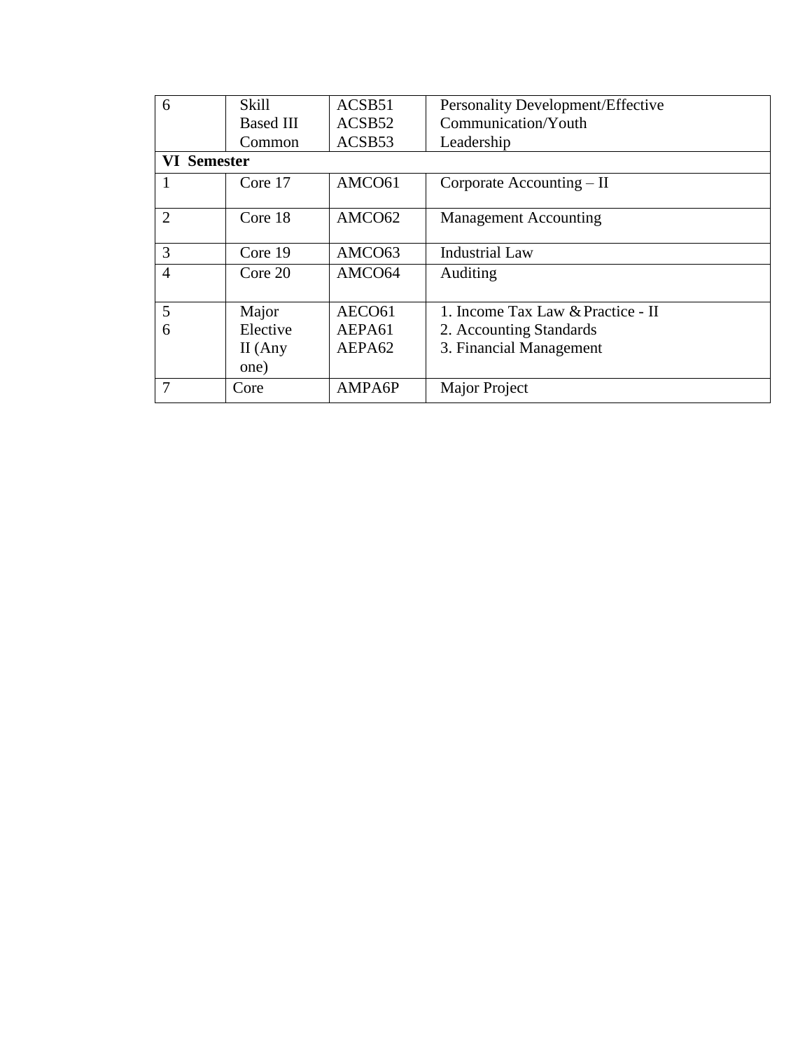| | | | |
|---|---|---|---|
| 6 | Skill Based III Common | ACSB51<br>ACSB52<br>ACSB53 | Personality Development/Effective Communication/Youth Leadership |
| **VI Semester** | | | |
| 1 | Core 17 | AMCO61 | Corporate Accounting – II |
| 2 | Core 18 | AMCO62 | Management Accounting |
| 3 | Core 19 | AMCO63 | Industrial Law |
| 4 | Core 20 | AMCO64 | Auditing |
| 5<br>6 | Major Elective II (Any one) | AECO61<br>AEPA61<br>AEPA62 | 1. Income Tax Law & Practice - II<br>2. Accounting Standards<br>3. Financial Management |
| 7 | Core | AMPA6P | Major Project |